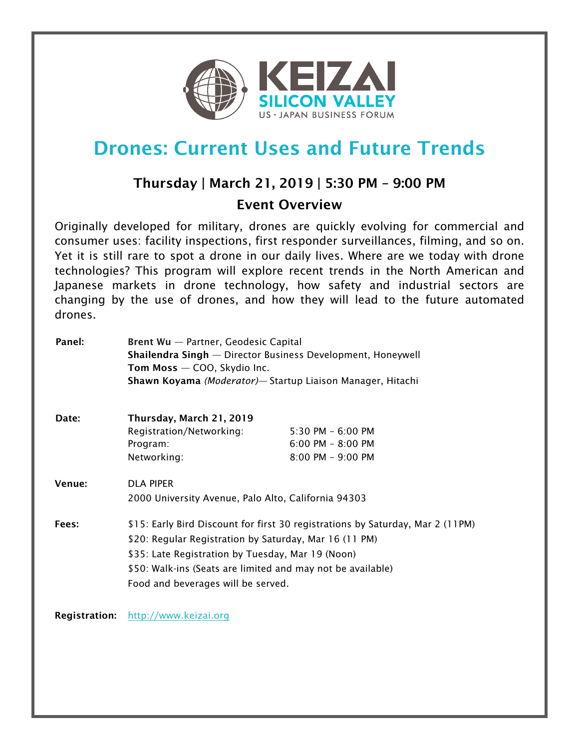KEIZAI
SILICON VALLEY
US - JAPAN BUSINESS FORUM

# Drones: Current Uses and Future Trends

### Thursday | March 21, 2019 | 5:30 PM – 9:00 PM

### Event Overview

Originally developed for military, drones are quickly evolving for commercial and consumer uses: facility inspections, first responder surveillances, filming, and so on. Yet it is still rare to spot a drone in our daily lives. Where are we today with drone technologies? This program will explore recent trends in the North American and Japanese markets in drone technology, how safety and industrial sectors are changing by the use of drones, and how they will lead to the future automated drones.

**Panel:**
**Brent Wu** — Partner, Geodesic Capital
**Shailendra Singh** — Director Business Development, Honeywell
**Tom Moss** — COO, Skydio Inc.
**Shawn Koyama** *(Moderator)*— Startup Liaison Manager, Hitachi

**Date:** **Thursday, March 21, 2019**

| | |
|---|---|
| Registration/Networking: | 5:30 PM – 6:00 PM |
| Program: | 6:00 PM – 8:00 PM |
| Networking: | 8:00 PM – 9:00 PM |

**Venue:**
DLA PIPER
2000 University Avenue, Palo Alto, California 94303

**Fees:**
$15: Early Bird Discount for first 30 registrations by Saturday, Mar 2 (11PM)
$20: Regular Registration by Saturday, Mar 16 (11 PM)
$35: Late Registration by Tuesday, Mar 19 (Noon)
$50: Walk-ins (Seats are limited and may not be available)
Food and beverages will be served.

**Registration:** http://www.keizai.org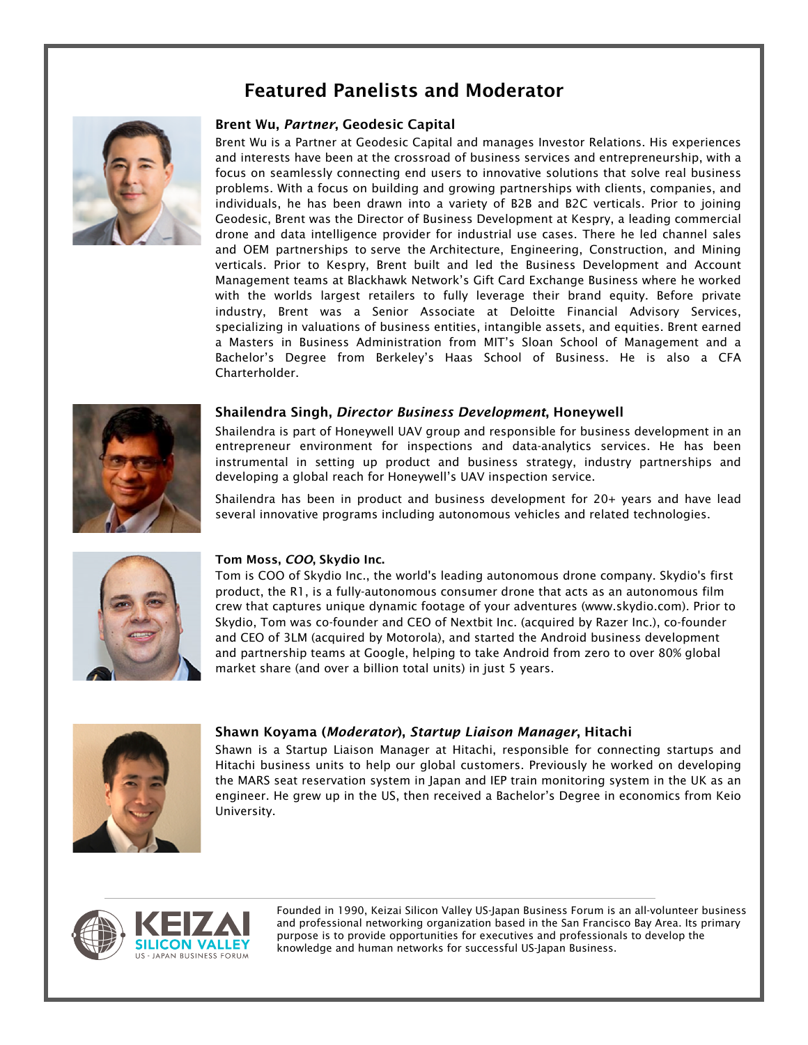# Featured Panelists and Moderator

### Brent Wu, *Partner*, Geodesic Capital

Brent Wu is a Partner at Geodesic Capital and manages Investor Relations. His experiences and interests have been at the crossroad of business services and entrepreneurship, with a focus on seamlessly connecting end users to innovative solutions that solve real business problems. With a focus on building and growing partnerships with clients, companies, and individuals, he has been drawn into a variety of B2B and B2C verticals. Prior to joining Geodesic, Brent was the Director of Business Development at Kespry, a leading commercial drone and data intelligence provider for industrial use cases. There he led channel sales and OEM partnerships to serve the Architecture, Engineering, Construction, and Mining verticals. Prior to Kespry, Brent built and led the Business Development and Account Management teams at Blackhawk Network's Gift Card Exchange Business where he worked with the worlds largest retailers to fully leverage their brand equity. Before private industry, Brent was a Senior Associate at Deloitte Financial Advisory Services, specializing in valuations of business entities, intangible assets, and equities. Brent earned a Masters in Business Administration from MIT's Sloan School of Management and a Bachelor's Degree from Berkeley's Haas School of Business. He is also a CFA Charterholder.

### Shailendra Singh, *Director Business Development*, Honeywell

Shailendra is part of Honeywell UAV group and responsible for business development in an entrepreneur environment for inspections and data-analytics services. He has been instrumental in setting up product and business strategy, industry partnerships and developing a global reach for Honeywell's UAV inspection service.

Shailendra has been in product and business development for 20+ years and have lead several innovative programs including autonomous vehicles and related technologies.

### Tom Moss, *COO*, Skydio Inc.

Tom is COO of Skydio Inc., the world's leading autonomous drone company. Skydio's first product, the R1, is a fully-autonomous consumer drone that acts as an autonomous film crew that captures unique dynamic footage of your adventures (www.skydio.com). Prior to Skydio, Tom was co-founder and CEO of Nextbit Inc. (acquired by Razer Inc.), co-founder and CEO of 3LM (acquired by Motorola), and started the Android business development and partnership teams at Google, helping to take Android from zero to over 80% global market share (and over a billion total units) in just 5 years.

### Shawn Koyama (*Moderator*), *Startup Liaison Manager*, Hitachi

Shawn is a Startup Liaison Manager at Hitachi, responsible for connecting startups and Hitachi business units to help our global customers. Previously he worked on developing the MARS seat reservation system in Japan and IEP train monitoring system in the UK as an engineer. He grew up in the US, then received a Bachelor's Degree in economics from Keio University.

---

KEIZAI SILICON VALLEY US - JAPAN BUSINESS FORUM

Founded in 1990, Keizai Silicon Valley US-Japan Business Forum is an all-volunteer business and professional networking organization based in the San Francisco Bay Area. Its primary purpose is to provide opportunities for executives and professionals to develop the knowledge and human networks for successful US-Japan Business.